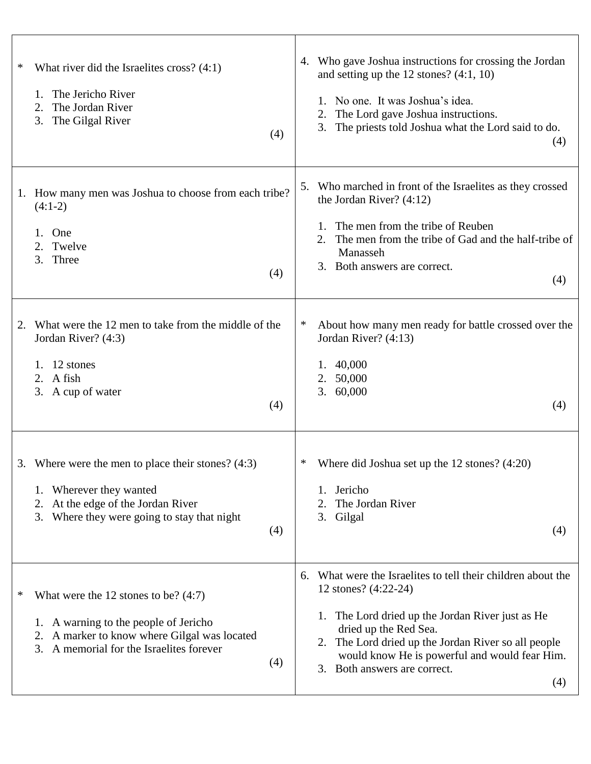| | |
|---|---|
| * What river did the Israelites cross? (4:1)<br><br>1. The Jericho River<br>2. The Jordan River<br>3. The Gilgal River<br><br>(4) | 4. Who gave Joshua instructions for crossing the Jordan and setting up the 12 stones? (4:1, 10)<br><br>1. No one. It was Joshua's idea.<br>2. The Lord gave Joshua instructions.<br>3. The priests told Joshua what the Lord said to do.<br><br>(4) |
| 1. How many men was Joshua to choose from each tribe? (4:1-2)<br><br>1. One<br>2. Twelve<br>3. Three<br><br>(4) | 5. Who marched in front of the Israelites as they crossed the Jordan River? (4:12)<br><br>1. The men from the tribe of Reuben<br>2. The men from the tribe of Gad and the half-tribe of Manasseh<br>3. Both answers are correct.<br><br>(4) |
| 2. What were the 12 men to take from the middle of the Jordan River? (4:3)<br><br>1. 12 stones<br>2. A fish<br>3. A cup of water<br><br>(4) | * About how many men ready for battle crossed over the Jordan River? (4:13)<br><br>1. 40,000<br>2. 50,000<br>3. 60,000<br><br>(4) |
| 3. Where were the men to place their stones? (4:3)<br><br>1. Wherever they wanted<br>2. At the edge of the Jordan River<br>3. Where they were going to stay that night<br><br>(4) | * Where did Joshua set up the 12 stones? (4:20)<br><br>1. Jericho<br>2. The Jordan River<br>3. Gilgal<br><br>(4) |
| * What were the 12 stones to be? (4:7)<br><br>1. A warning to the people of Jericho<br>2. A marker to know where Gilgal was located<br>3. A memorial for the Israelites forever<br><br>(4) | 6. What were the Israelites to tell their children about the 12 stones? (4:22-24)<br><br>1. The Lord dried up the Jordan River just as He dried up the Red Sea.<br>2. The Lord dried up the Jordan River so all people would know He is powerful and would fear Him.<br>3. Both answers are correct.<br><br>(4) |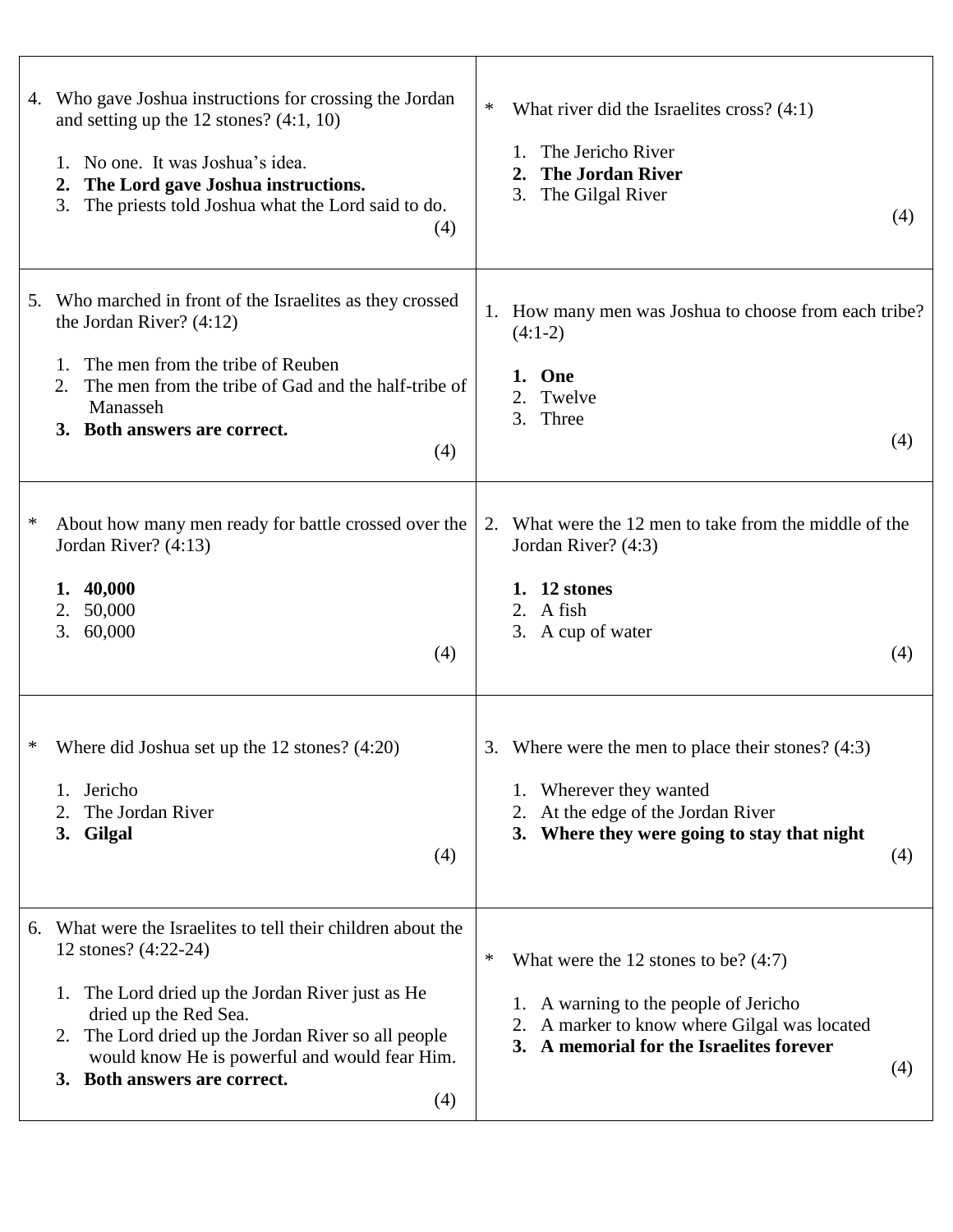4. Who gave Joshua instructions for crossing the Jordan and setting up the 12 stones? (4:1, 10)

   1. No one. It was Joshua's idea.
   2. **The Lord gave Joshua instructions.**
   3. The priests told Joshua what the Lord said to do.

   (4)

\* What river did the Israelites cross? (4:1)

   1. The Jericho River
   2. **The Jordan River**
   3. The Gilgal River

   (4)

5. Who marched in front of the Israelites as they crossed the Jordan River? (4:12)

   1. The men from the tribe of Reuben
   2. The men from the tribe of Gad and the half-tribe of Manasseh
   3. **Both answers are correct.**

   (4)

1. How many men was Joshua to choose from each tribe? (4:1-2)

   1. **One**
   2. Twelve
   3. Three

   (4)

\* About how many men ready for battle crossed over the Jordan River? (4:13)

   1. **40,000**
   2. 50,000
   3. 60,000

   (4)

2. What were the 12 men to take from the middle of the Jordan River? (4:3)

   1. **12 stones**
   2. A fish
   3. A cup of water

   (4)

\* Where did Joshua set up the 12 stones? (4:20)

   1. Jericho
   2. The Jordan River
   3. **Gilgal**

   (4)

3. Where were the men to place their stones? (4:3)

   1. Wherever they wanted
   2. At the edge of the Jordan River
   3. **Where they were going to stay that night**

   (4)

6. What were the Israelites to tell their children about the 12 stones? (4:22-24)

   1. The Lord dried up the Jordan River just as He dried up the Red Sea.
   2. The Lord dried up the Jordan River so all people would know He is powerful and would fear Him.
   3. **Both answers are correct.**

   (4)

\* What were the 12 stones to be? (4:7)

   1. A warning to the people of Jericho
   2. A marker to know where Gilgal was located
   3. **A memorial for the Israelites forever**

   (4)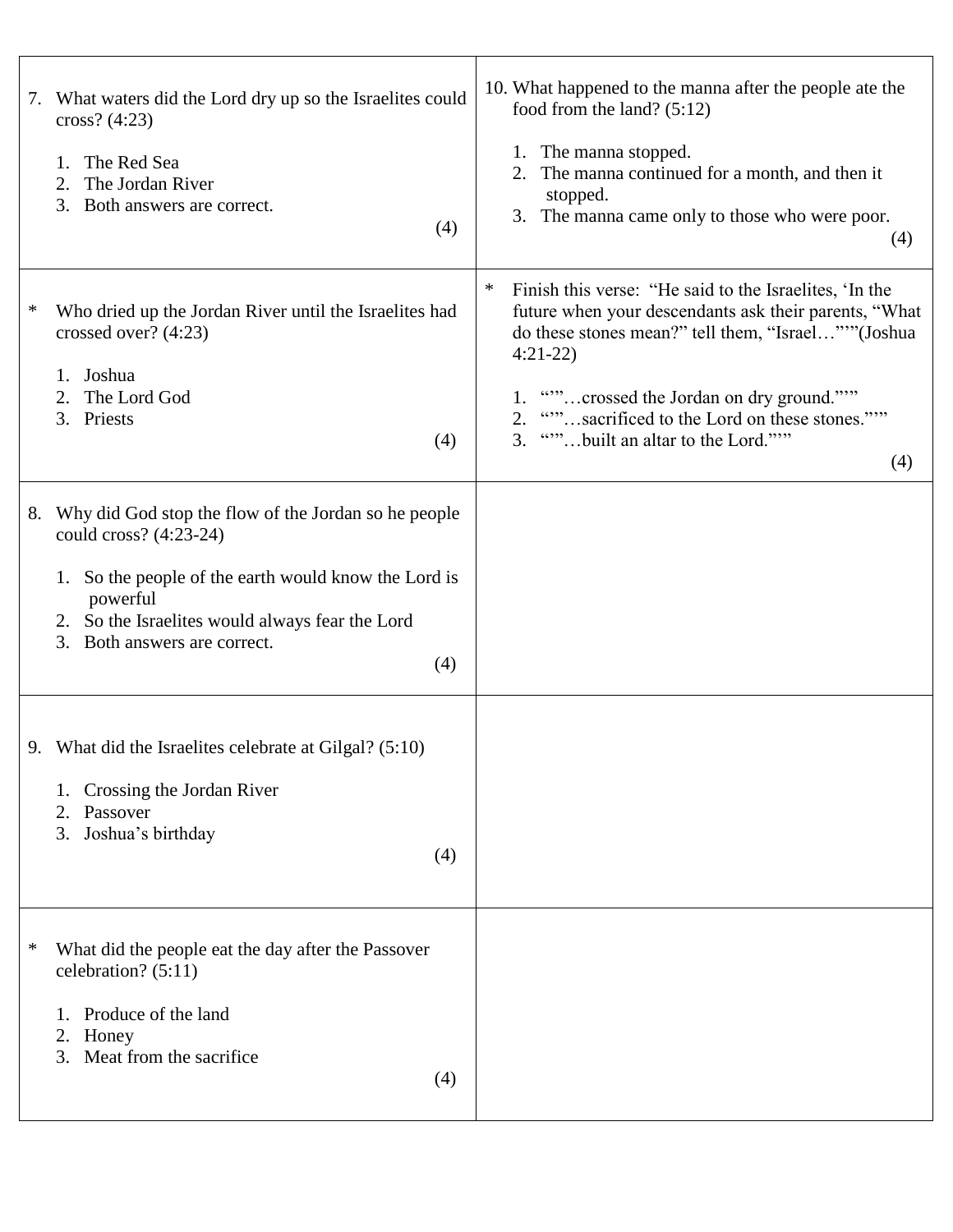7. What waters did the Lord dry up so the Israelites could cross? (4:23)

    1. The Red Sea
    2. The Jordan River
    3. Both answers are correct.

    (4)

\* Who dried up the Jordan River until the Israelites had crossed over? (4:23)

    1. Joshua
    2. The Lord God
    3. Priests

    (4)

8. Why did God stop the flow of the Jordan so he people could cross? (4:23-24)

    1. So the people of the earth would know the Lord is powerful
    2. So the Israelites would always fear the Lord
    3. Both answers are correct.

    (4)

9. What did the Israelites celebrate at Gilgal? (5:10)

    1. Crossing the Jordan River
    2. Passover
    3. Joshua's birthday

    (4)

\* What did the people eat the day after the Passover celebration? (5:11)

    1. Produce of the land
    2. Honey
    3. Meat from the sacrifice

    (4)

10. What happened to the manna after the people ate the food from the land? (5:12)

    1. The manna stopped.
    2. The manna continued for a month, and then it stopped.
    3. The manna came only to those who were poor.

    (4)

\* Finish this verse: "He said to the Israelites, 'In the future when your descendants ask their parents, "What do these stones mean?" tell them, "Israel…"'"(Joshua 4:21-22)

    1. "'"…crossed the Jordan on dry ground."'"
    2. "'"…sacrificed to the Lord on these stones."'"
    3. "'"…built an altar to the Lord."'"

    (4)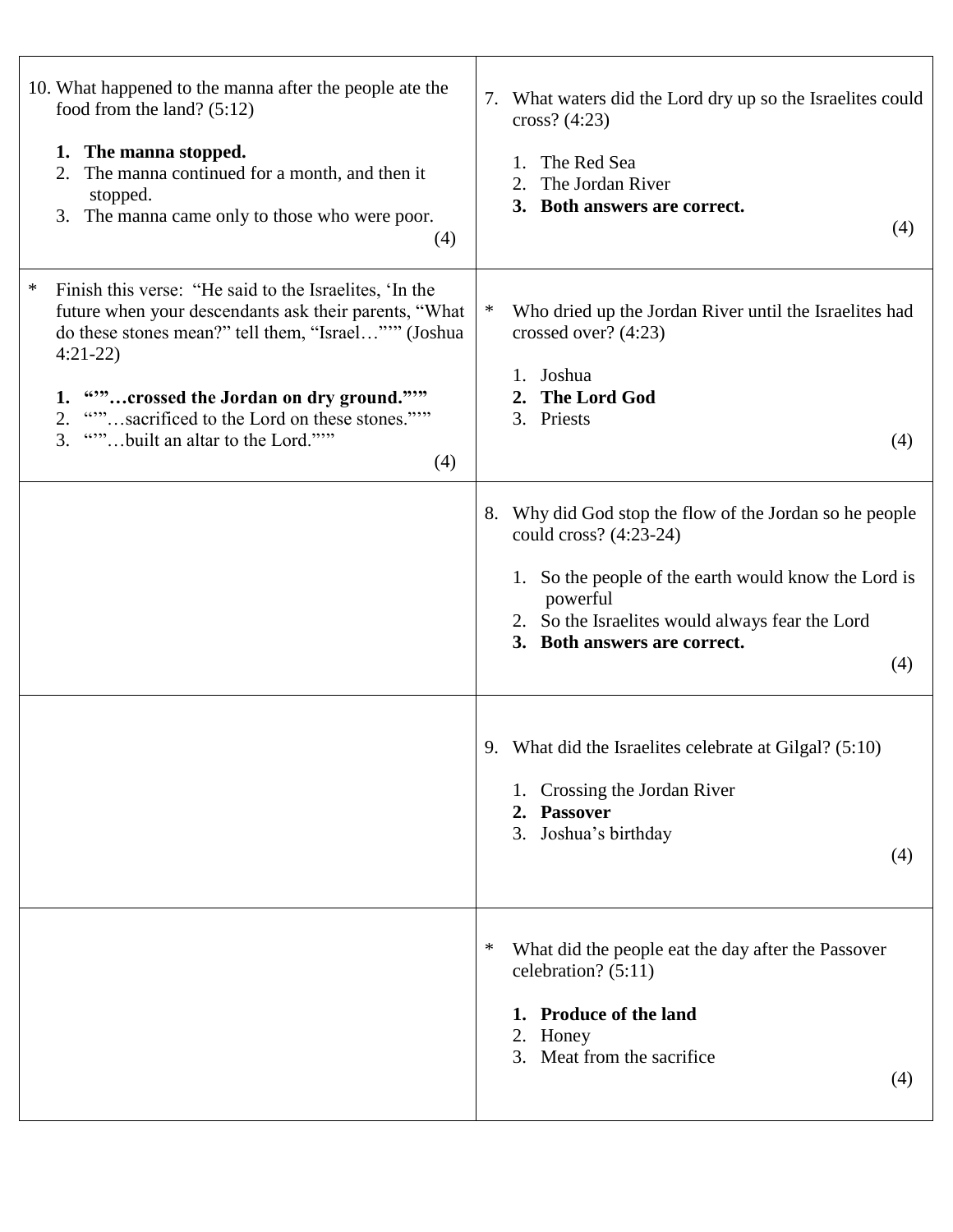10. What happened to the manna after the people ate the food from the land? (5:12)

    1. **The manna stopped.**
    2. The manna continued for a month, and then it stopped.
    3. The manna came only to those who were poor.

    (4)

\* Finish this verse: "He said to the Israelites, 'In the future when your descendants ask their parents, "What do these stones mean?" tell them, "Israel…"'" (Joshua 4:21-22)

1. **"'"…crossed the Jordan on dry ground."'"**
2. "'"…sacrificed to the Lord on these stones."'"
3. "'"…built an altar to the Lord."'"

(4)

7. What waters did the Lord dry up so the Israelites could cross? (4:23)

    1. The Red Sea
    2. The Jordan River
    3. **Both answers are correct.**

    (4)

\* Who dried up the Jordan River until the Israelites had crossed over? (4:23)

1. Joshua
2. **The Lord God**
3. Priests

(4)

8. Why did God stop the flow of the Jordan so he people could cross? (4:23-24)

    1. So the people of the earth would know the Lord is powerful
    2. So the Israelites would always fear the Lord
    3. **Both answers are correct.**

    (4)

9. What did the Israelites celebrate at Gilgal? (5:10)

    1. Crossing the Jordan River
    2. **Passover**
    3. Joshua's birthday

    (4)

\* What did the people eat the day after the Passover celebration? (5:11)

1. **Produce of the land**
2. Honey
3. Meat from the sacrifice

(4)